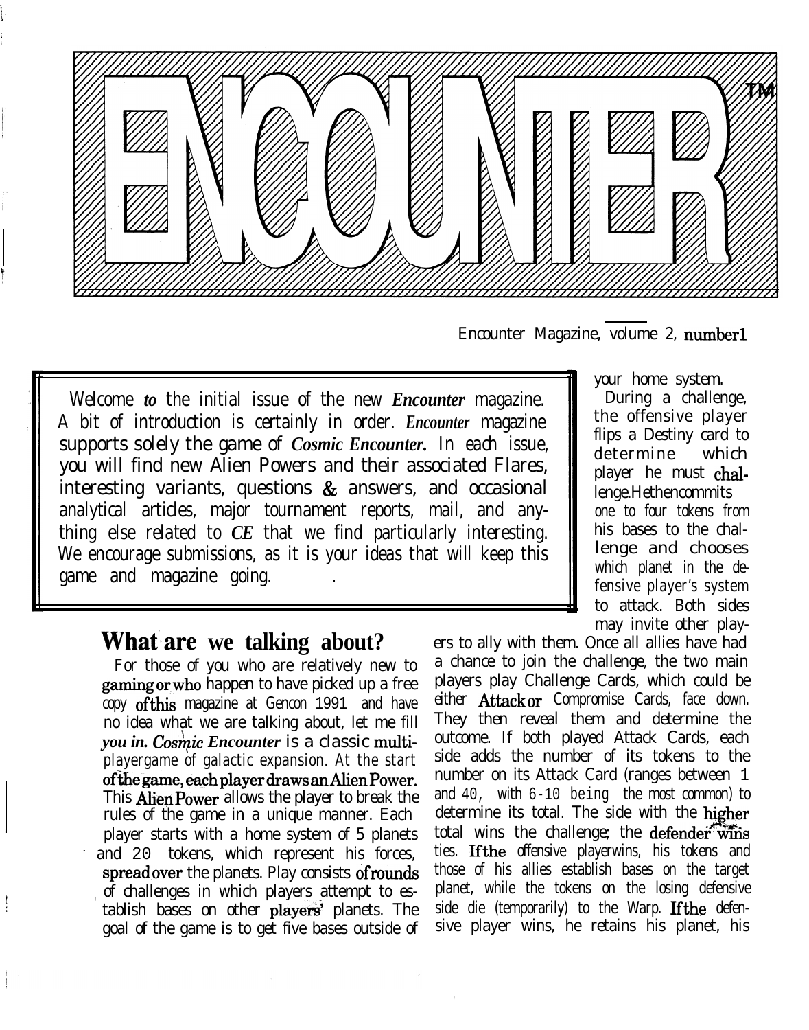# ENCOUNTER™

Encounter Magazine, volume 2, number 1

Welcome *to* the initial issue of the new ***Encounter*** magazine. A bit of introduction is certainly in order. ***Encounter*** magazine supports solely the game of ***Cosmic Encounter.*** In each issue, you will find new Alien Powers and their associated Flares, interesting variants, questions & answers, and occasional analytical articles, major tournament reports, mail, and anything else related to ***CE*** that we find particularly interesting. We encourage submissions, as it is your ideas that will keep this game and magazine going.

## What are we talking about?

For those of you who are relatively new to gaming or who happen to have picked up a free copy of this magazine at Gencon 1991 and have no idea what we are talking about, let me fill ***you in. Cosmic Encounter*** is a classic multi-playergame of galactic expansion. At the start of the game, each player draws an Alien Power. This Alien Power allows the player to break the rules of the game in a unique manner. Each player starts with a home system of 5 planets and 20 tokens, which represent his forces, spread over the planets. Play consists of rounds of challenges in which players attempt to establish bases on other players' planets. The goal of the game is to get five bases outside of your home system.

During a challenge, the offensive player flips a Destiny card to determine which player he must challenge. He then commits one to four tokens from his bases to the challenge and chooses which planet in the defensive player's system to attack. Both sides may invite other players to ally with them. Once all allies have had a chance to join the challenge, the two main players play Challenge Cards, which could be either Attack or Compromise Cards, face down. They then reveal them and determine the outcome. If both played Attack Cards, each side adds the number of its tokens to the number on its Attack Card (ranges between 1 and 40, with 6-10 being the most common) to determine its total. The side with the higher total wins the challenge; the defender wins ties. If the offensive player wins, his tokens and those of his allies establish bases on the target planet, while the tokens on the losing defensive side die (temporarily) to the Warp. If the defensive player wins, he retains his planet, his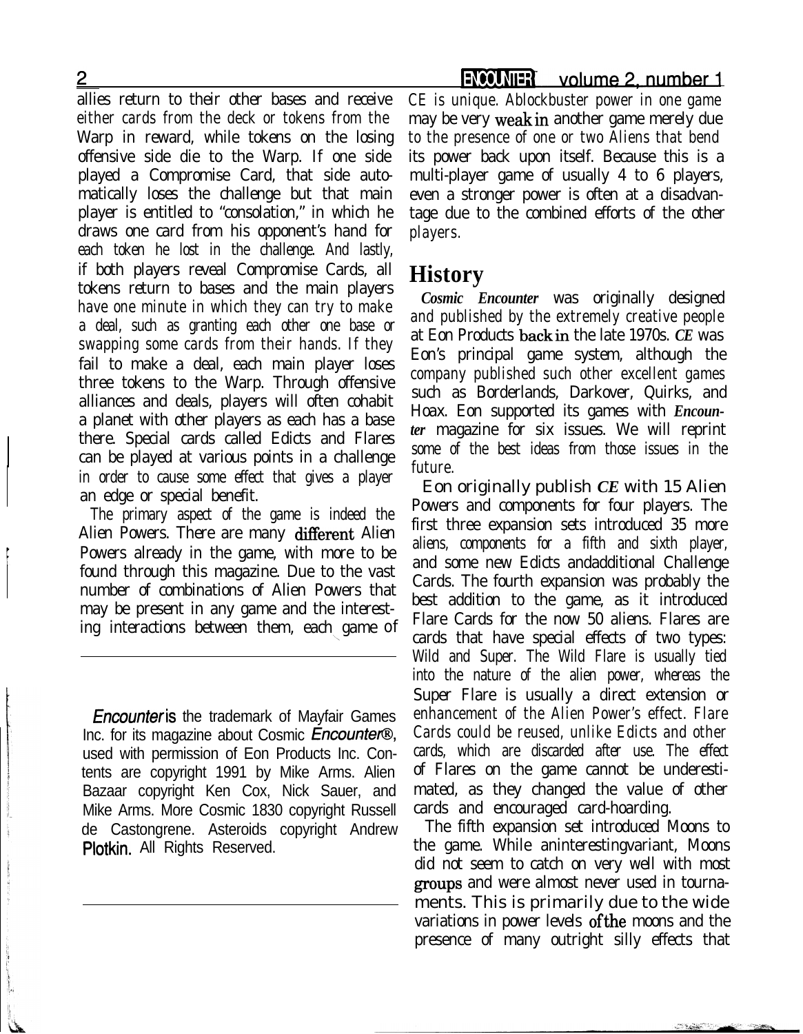allies return to their other bases and receive either cards from the deck or tokens from the Warp in reward, while tokens on the losing offensive side die to the Warp. If one side played a Compromise Card, that side automatically loses the challenge but that main player is entitled to "consolation," in which he draws one card from his opponent's hand for each token he lost in the challenge. And lastly, if both players reveal Compromise Cards, all tokens return to bases and the main players have one minute in which they can try to make a deal, such as granting each other one base or swapping some cards from their hands. If they fail to make a deal, each main player loses three tokens to the Warp. Through offensive alliances and deals, players will often cohabit a planet with other players as each has a base there. Special cards called Edicts and Flares can be played at various points in a challenge in order to cause some effect that gives a player an edge or special benefit.

The primary aspect of the game is indeed the Alien Powers. There are many different Alien Powers already in the game, with more to be found through this magazine. Due to the vast number of combinations of Alien Powers that may be present in any game and the interesting interactions between them, each game of CE is unique. Ablockbuster power in one game may be very weak in another game merely due to the presence of one or two Aliens that bend its power back upon itself. Because this is a multi-player game of usually 4 to 6 players, even a stronger power is often at a disadvantage due to the combined efforts of the other players.

## History

***Cosmic Encounter*** was originally designed and published by the extremely creative people at Eon Products back in the late 1970s. ***CE*** was Eon's principal game system, although the company published such other excellent games such as Borderlands, Darkover, Quirks, and Hoax. Eon supported its games with ***Encounter*** magazine for six issues. We will reprint some of the best ideas from those issues in the future.

Eon originally publish ***CE*** with 15 Alien Powers and components for four players. The first three expansion sets introduced 35 more aliens, components for a fifth and sixth player, and some new Edicts andadditional Challenge Cards. The fourth expansion was probably the best addition to the game, as it introduced Flare Cards for the now 50 aliens. Flares are cards that have special effects of two types: Wild and Super. The Wild Flare is usually tied into the nature of the alien power, whereas the Super Flare is usually a direct extension or enhancement of the Alien Power's effect. Flare Cards could be reused, unlike Edicts and other cards, which are discarded after use. The effect of Flares on the game cannot be underestimated, as they changed the value of other cards and encouraged card-hoarding.

The fifth expansion set introduced Moons to the game. While aninterestingvariant, Moons did not seem to catch on very well with most groups and were almost never used in tournaments. This is primarily due to the wide variations in power levels ofthe moons and the presence of many outright silly effects that

---

*Encounter* is the trademark of Mayfair Games Inc. for its magazine about Cosmic *Encounter*®, used with permission of Eon Products Inc. Contents are copyright 1991 by Mike Arms. Alien Bazaar copyright Ken Cox, Nick Sauer, and Mike Arms. More Cosmic 1830 copyright Russell de Castongrene. Asteroids copyright Andrew Plotkin. All Rights Reserved.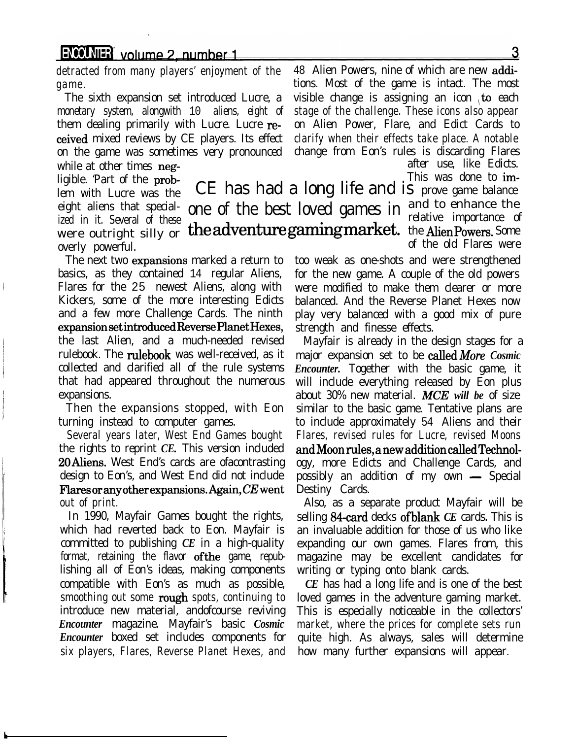detracted from many players' enjoyment of the game.

The sixth expansion set introduced Lucre, a monetary system, alongwith 10 aliens, eight of them dealing primarily with Lucre. Lucre received mixed reviews by CE players. Its effect on the game was sometimes very pronounced while at other times negligible. 'Part of the problem with Lucre was the eight aliens that specialized in it. Several of these were outright silly or overly powerful.

The next two expansions marked a return to basics, as they contained 14 regular Aliens, Flares for the 25 newest Aliens, along with Kickers, some of the more interesting Edicts and a few more Challenge Cards. The ninth expansion set introduced Reverse Planet Hexes, the last Alien, and a much-needed revised rulebook. The rulebook was well-received, as it collected and clarified all of the rule systems that had appeared throughout the numerous expansions.

Then the expansions stopped, with Eon turning instead to computer games.

Several years later, West End Games bought the rights to reprint *CE*. This version included 20 Aliens. West End's cards are ofacontrasting design to Eon's, and West End did not include Flares or any other expansions. Again, *CE* went out of print.

In 1990, Mayfair Games bought the rights, which had reverted back to Eon. Mayfair is committed to publishing *CE* in a high-quality format, retaining the flavor of the game, republishing all of Eon's ideas, making components compatible with Eon's as much as possible, smoothing out some rough spots, continuing to introduce new material, andofcourse reviving *Encounter* magazine. Mayfair's basic *Cosmic Encounter* boxed set includes components for six players, Flares, Reverse Planet Hexes, and 48 Alien Powers, nine of which are new additions. Most of the game is intact. The most visible change is assigning an icon to each stage of the challenge. These icons also appear on Alien Power, Flare, and Edict Cards to clarify when their effects take place. A notable change from Eon's rules is discarding Flares after use, like Edicts. This was done to improve game balance and to enhance the relative importance of the Alien Powers. Some of the old Flares were too weak as one-shots and were strengthened for the new game. A couple of the old powers were modified to make them clearer or more balanced. And the Reverse Planet Hexes now play very balanced with a good mix of pure strength and finesse effects.

> CE has had a long life and is one of the best loved games in the adventure gaming market.

Mayfair is already in the design stages for a major expansion set to be called *More Cosmic Encounter*. Together with the basic game, it will include everything released by Eon plus about 30% new material. *MCE* will be of size similar to the basic game. Tentative plans are to include approximately 54 Aliens and their Flares, revised rules for Lucre, revised Moons and Moon rules, a new addition called Technology, more Edicts and Challenge Cards, and possibly an addition of my own — Special Destiny Cards.

Also, as a separate product Mayfair will be selling 84-card decks of blank *CE* cards. This is an invaluable addition for those of us who like expanding our own games. Flares from, this magazine may be excellent candidates for writing or typing onto blank cards.

*CE* has had a long life and is one of the best loved games in the adventure gaming market. This is especially noticeable in the collectors' market, where the prices for complete sets run quite high. As always, sales will determine how many further expansions will appear.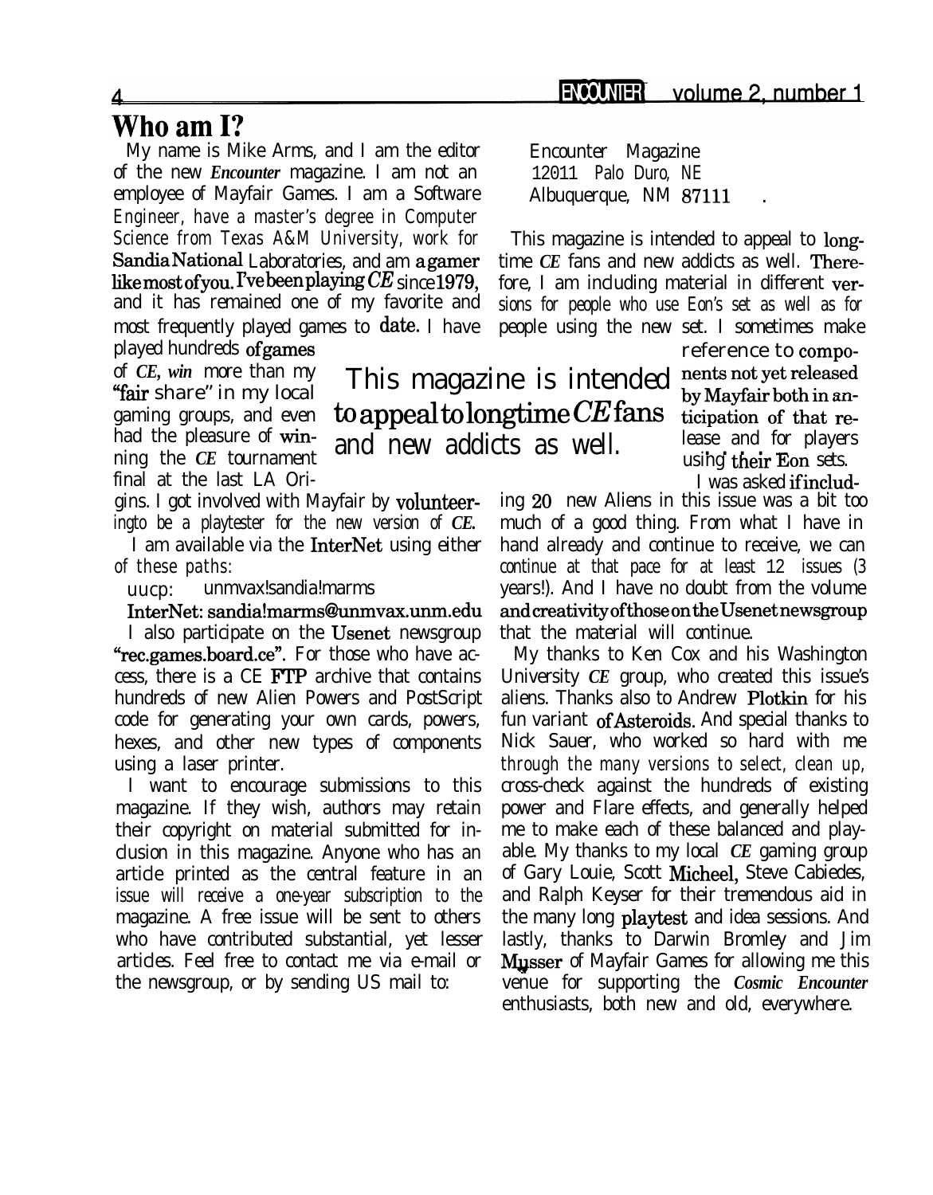# Who am I?

My name is Mike Arms, and I am the editor of the new *Encounter* magazine. I am not an employee of Mayfair Games. I am a Software Engineer, have a master's degree in Computer Science from Texas A&M University, work for Sandia National Laboratories, and am a gamer like most of you. I've been playing *CE* since 1979, and it has remained one of my favorite and most frequently played games to date. I have played hundreds of games of *CE*, win more than my "fair share" in my local gaming groups, and even had the pleasure of winning the *CE* tournament final at the last LA Origins. I got involved with Mayfair by volunteering to be a playtester for the new version of *CE*.

I am available via the InterNet using either of these paths:

uucp: unmvax!sandia!marms

InterNet: sandia!marms@unmvax.unm.edu

I also participate on the Usenet newsgroup "rec.games.board.ce". For those who have access, there is a CE FTP archive that contains hundreds of new Alien Powers and PostScript code for generating your own cards, powers, hexes, and other new types of components using a laser printer.

I want to encourage submissions to this magazine. If they wish, authors may retain their copyright on material submitted for inclusion in this magazine. Anyone who has an article printed as the central feature in an issue will receive a one-year subscription to the magazine. A free issue will be sent to others who have contributed substantial, yet lesser articles. Feel free to contact me via e-mail or the newsgroup, or by sending US mail to:

Encounter Magazine
12011 Palo Duro, NE
Albuquerque, NM 87111

This magazine is intended to appeal to longtime *CE* fans and new addicts as well. Therefore, I am including material in different versions for people who use Eon's set as well as for people using the new set. I sometimes make reference to components not yet released by Mayfair both in anticipation of that release and for players using their Eon sets.

> This magazine is intended to appeal to longtime *CE* fans and new addicts as well.

I was asked if including 20 new Aliens in this issue was a bit too much of a good thing. From what I have in hand already and continue to receive, we can continue at that pace for at least 12 issues (3 years!). And I have no doubt from the volume and creativity of those on the Usenet newsgroup that the material will continue.

My thanks to Ken Cox and his Washington University *CE* group, who created this issue's aliens. Thanks also to Andrew Plotkin for his fun variant of Asteroids. And special thanks to Nick Sauer, who worked so hard with me through the many versions to select, clean up, cross-check against the hundreds of existing power and Flare effects, and generally helped me to make each of these balanced and playable. My thanks to my local *CE* gaming group of Gary Louie, Scott Micheel, Steve Cabiedes, and Ralph Keyser for their tremendous aid in the many long playtest and idea sessions. And lastly, thanks to Darwin Bromley and Jim Musser of Mayfair Games for allowing me this venue for supporting the *Cosmic Encounter* enthusiasts, both new and old, everywhere.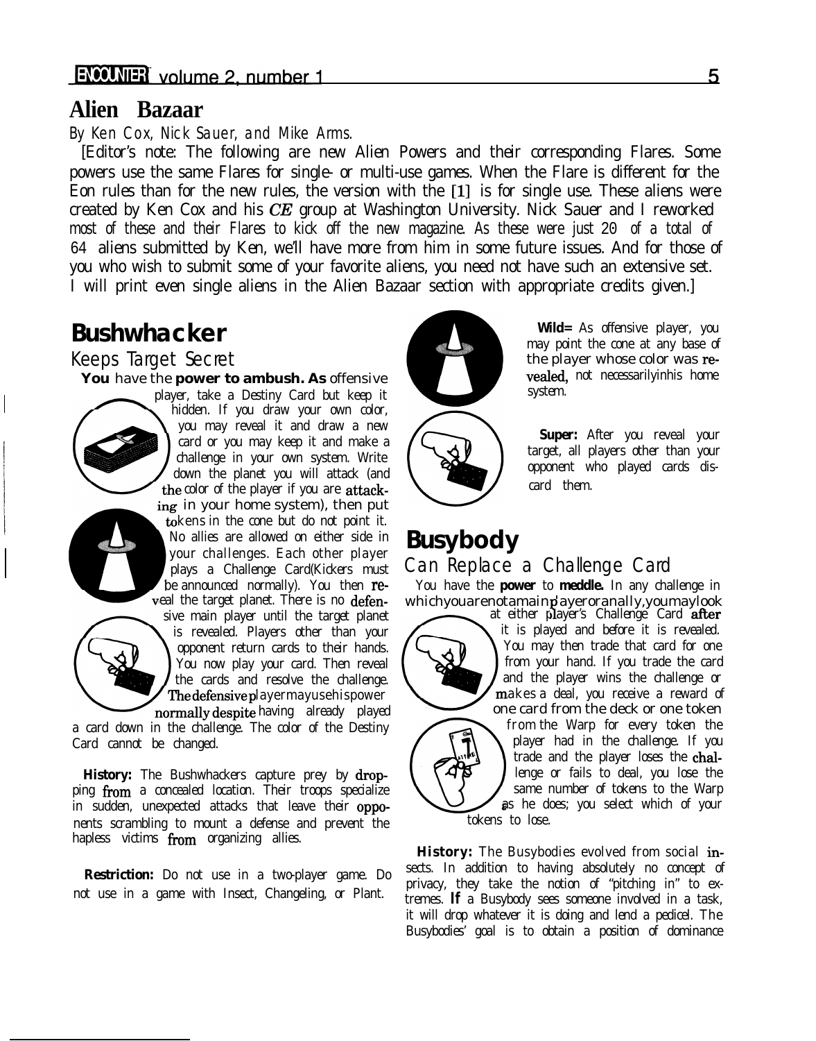# Alien Bazaar

*By Ken Cox, Nick Sauer, and Mike Arms.*

[Editor's note: The following are new Alien Powers and their corresponding Flares. Some powers use the same Flares for single- or multi-use games. When the Flare is different for the Eon rules than for the new rules, the version with the [1] is for single use. These aliens were created by Ken Cox and his *CE* group at Washington University. Nick Sauer and I reworked most of these and their Flares to kick off the new magazine. As these were just 20 of a total of 64 aliens submitted by Ken, we'll have more from him in some future issues. And for those of you who wish to submit some of your favorite aliens, you need not have such an extensive set. I will print even single aliens in the Alien Bazaar section with appropriate credits given.]

## Bushwhacker

### Keeps Target Secret

**You** have the **power to ambush. As** offensive player, take a Destiny Card but keep it hidden. If you draw your own color, you may reveal it and draw a new card or you may keep it and make a challenge in your own system. Write down the planet you will attack (and the color of the player if you are attacking in your home system), then put tokens in the cone but do not point it. No allies are allowed on either side in your challenges. Each other player plays a Challenge Card(Kickers must be announced normally). You then reveal the target planet. There is no defensive main player until the target planet is revealed. Players other than your opponent return cards to their hands. You now play your card. Then reveal the cards and resolve the challenge. The defensive player may use his power normally despite having already played a card down in the challenge. The color of the Destiny Card cannot be changed.

**History:** The Bushwhackers capture prey by dropping from a concealed location. Their troops specialize in sudden, unexpected attacks that leave their opponents scrambling to mount a defense and prevent the hapless victims from organizing allies.

**Restriction:** Do not use in a two-player game. Do not use in a game with Insect, Changeling, or Plant.

**Wild=** As offensive player, you may point the cone at any base of the player whose color was revealed, not necessarily in his home system.

**Super:** After you reveal your target, all players other than your opponent who played cards discard them.

## Busybody

### Can Replace a Challenge Card

You have the **power** to **meddle.** In any challenge in which you are not a main player or an ally, you may look at either player's Challenge Card after it is played and before it is revealed. You may then trade that card for one from your hand. If you trade the card and the player wins the challenge or makes a deal, you receive a reward of one card from the deck or one token from the Warp for every token the player had in the challenge. If you trade and the player loses the challenge or fails to deal, you lose the same number of tokens to the Warp as he does; you select which of your tokens to lose.

**History:** The Busybodies evolved from social insects. In addition to having absolutely no concept of privacy, they take the notion of "pitching in" to extremes. **If** a Busybody sees someone involved in a task, it will drop whatever it is doing and lend a pedicel. The Busybodies' goal is to obtain a position of dominance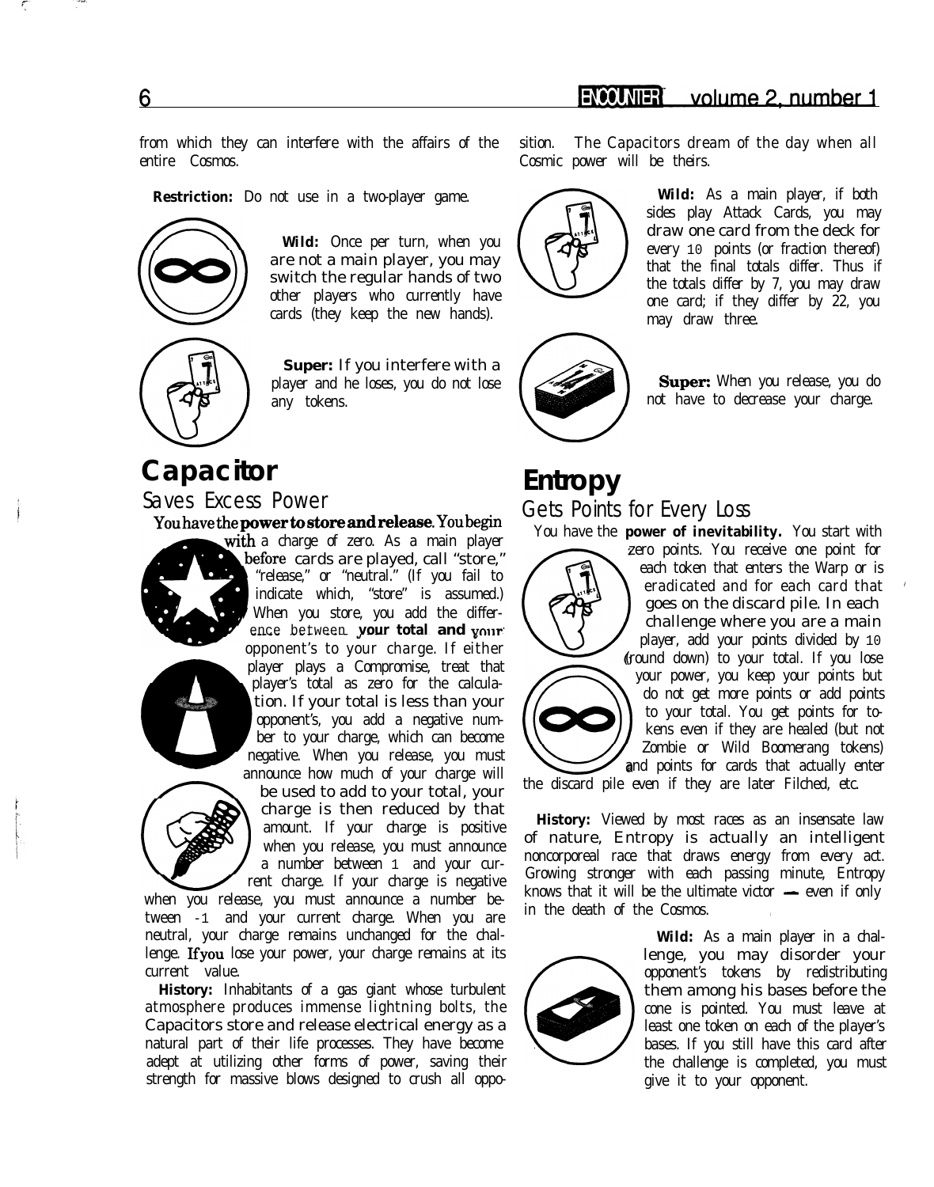from which they can interfere with the affairs of the entire Cosmos.

**Restriction:** Do not use in a two-player game.

**Wild:** Once per turn, when you are not a main player, you may switch the regular hands of two other players who currently have cards (they keep the new hands).

**Super:** If you interfere with a player and he loses, you do not lose any tokens.

## Capacitor

### Saves Excess Power

You have the **power to store and release.** You begin with a charge of zero. As a main player before cards are played, call "store," "release," or "neutral." (If you fail to indicate which, "store" is assumed.) When you store, you add the difference between **your total and your** opponent's to your charge. If either player plays a Compromise, treat that player's total as zero for the calculation. If your total is less than your opponent's, you add a negative number to your charge, which can become negative. When you release, you must announce how much of your charge will be used to add to your total, your charge is then reduced by that amount. If your charge is positive when you release, you must announce a number between 1 and your current charge. If your charge is negative when you release, you must announce a number between -1 and your current charge. When you are neutral, your charge remains unchanged for the challenge. If you lose your power, your charge remains at its current value.

**History:** Inhabitants of a gas giant whose turbulent atmosphere produces immense lightning bolts, the Capacitors store and release electrical energy as a natural part of their life processes. They have become adept at utilizing other forms of power, saving their strength for massive blows designed to crush all opposition. The Capacitors dream of the day when all Cosmic power will be theirs.

**Wild:** As a main player, if both sides play Attack Cards, you may draw one card from the deck for every 10 points (or fraction thereof) that the final totals differ. Thus if the totals differ by 7, you may draw one card; if they differ by 22, you may draw three.

**Super:** When you release, you do not have to decrease your charge.

## Entropy

### Gets Points for Every Loss

You have the **power of inevitability.** You start with zero points. You receive one point for each token that enters the Warp or is eradicated and for each card that goes on the discard pile. In each challenge where you are a main player, add your points divided by 10 (round down) to your total. If you lose your power, you keep your points but do not get more points or add points to your total. You get points for tokens even if they are healed (but not Zombie or Wild Boomerang tokens) and points for cards that actually enter the discard pile even if they are later Filched, etc.

**History:** Viewed by most races as an insensate law of nature, Entropy is actually an intelligent noncorporeal race that draws energy from every act. Growing stronger with each passing minute, Entropy knows that it will be the ultimate victor — even if only in the death of the Cosmos.

**Wild:** As a main player in a challenge, you may disorder your opponent's tokens by redistributing them among his bases before the cone is pointed. You must leave at least one token on each of the player's bases. If you still have this card after the challenge is completed, you must give it to your opponent.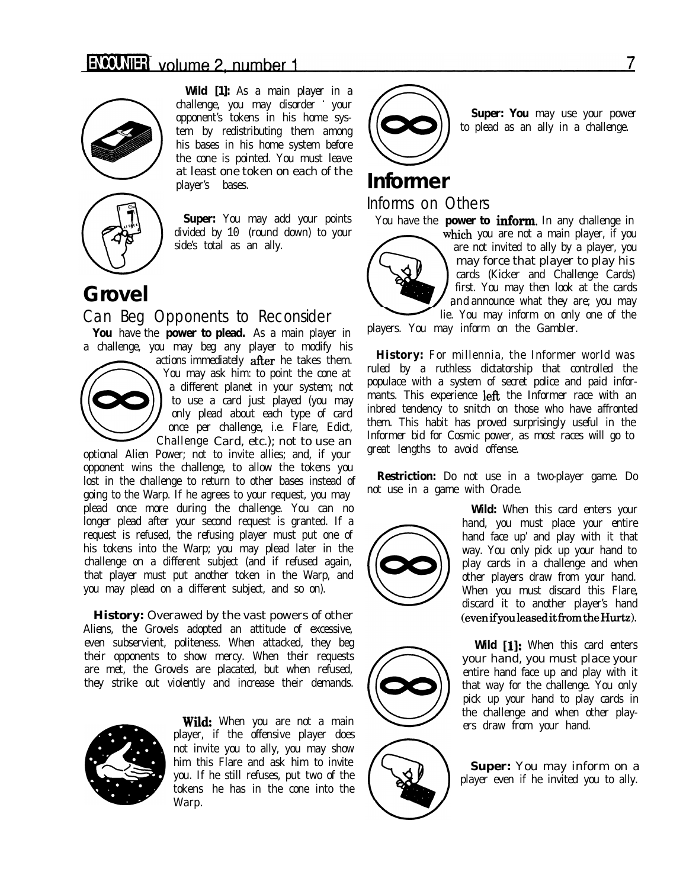**Wild [1]:** As a main player in a challenge, you may disorder your opponent's tokens in his home system by redistributing them among his bases in his home system before the cone is pointed. You must leave at least one token on each of the player's bases.

**Super:** You may add your points divided by 10 (round down) to your side's total as an ally.

# Grovel

## Can Beg Opponents to Reconsider

**You** have the **power to plead.** As a main player in a challenge, you may beg any player to modify his actions immediately **after** he takes them. You may ask him: to point the cone at a different planet in your system; not to use a card just played (you may only plead about each type of card once per challenge, i.e. Flare, Edict, Challenge Card, etc.); not to use an optional Alien Power; not to invite allies; and, if your opponent wins the challenge, to allow the tokens you lost in the challenge to return to other bases instead of going to the Warp. If he agrees to your request, you may plead once more during the challenge. You can no longer plead after your second request is granted. If a request is refused, the refusing player must put one of his tokens into the Warp; you may plead later in the challenge on a different subject (and if refused again, that player must put another token in the Warp, and you may plead on a different subject, and so on).

**History:** Overawed by the vast powers of other Aliens, the Grovels adopted an attitude of excessive, even subservient, politeness. When attacked, they beg their opponents to show mercy. When their requests are met, the Grovels are placated, but when refused, they strike out violently and increase their demands.

**Wild:** When you are not a main player, if the offensive player does not invite you to ally, you may show him this Flare and ask him to invite you. If he still refuses, put two of the tokens he has in the cone into the Warp.

**Super: You** may use your power to plead as an ally in a challenge.

# Informer

## Informs on Others

You have the **power to inform.** In any challenge in which you are not a main player, if you are not invited to ally by a player, you may force that player to play his cards (Kicker and Challenge Cards) first. You may then look at the cards and announce what they are; you may lie. You may inform on only one of the players. You may inform on the Gambler.

**History:** For millennia, the Informer world was ruled by a ruthless dictatorship that controlled the populace with a system of secret police and paid informants. This experience left the Informer race with an inbred tendency to snitch on those who have affronted them. This habit has proved surprisingly useful in the Informer bid for Cosmic power, as most races will go to great lengths to avoid offense.

**Restriction:** Do not use in a two-player game. Do not use in a game with Oracle.

**Wild:** When this card enters your hand, you must place your entire hand face up and play with it that way. You only pick up your hand to play cards in a challenge and when other players draw from your hand. When you must discard this Flare, discard it to another player's hand (even if you leased it from the Hurtz).

**Wild [1]:** When this card enters your hand, you must place your entire hand face up and play with it that way for the challenge. You only pick up your hand to play cards in the challenge and when other players draw from your hand.

**Super:** You may inform on a player even if he invited you to ally.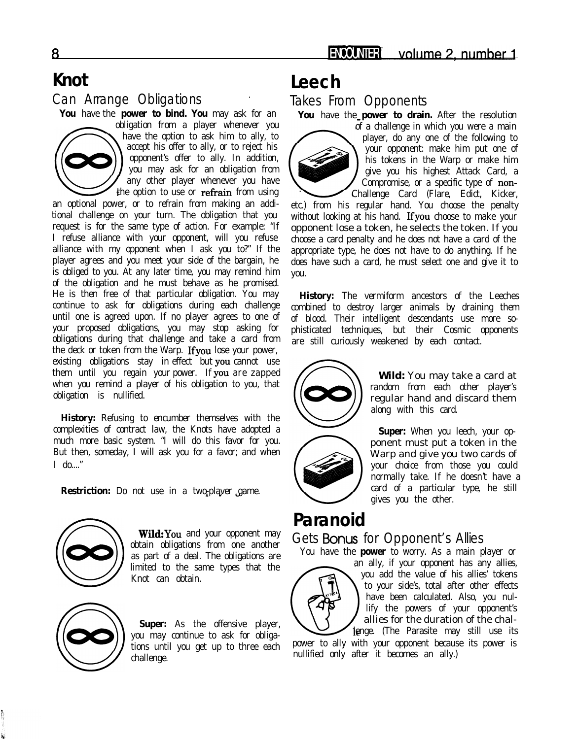# Knot

## Can Arrange Obligations

**You** have the **power to bind. You** may ask for an obligation from a player whenever you have the option to ask him to ally, to accept his offer to ally, or to reject his opponent's offer to ally. In addition, you may ask for an obligation from any other player whenever you have the option to use or refrain from using an optional power, or to refrain from making an additional challenge on your turn. The obligation that you request is for the same type of action. For example: "If I refuse alliance with your opponent, will you refuse alliance with my opponent when I ask you to?" If the player agrees and you meet your side of the bargain, he is obliged to you. At any later time, you may remind him of the obligation and he must behave as he promised. He is then free of that particular obligation. You may continue to ask for obligations during each challenge until one is agreed upon. If no player agrees to one of your proposed obligations, you may stop asking for obligations during that challenge and take a card from the deck or token from the Warp. If you lose your power, existing obligations stay in effect but you cannot use them until you regain your power. If you are zapped when you remind a player of his obligation to you, that obligation is nullified.

**History:** Refusing to encumber themselves with the complexities of contract law, the Knots have adopted a much more basic system. "I will do this favor for you. But then, someday, I will ask you for a favor; and when I do...."

**Restriction:** Do not use in a two-player game.

**Wild:** You and your opponent may obtain obligations from one another as part of a deal. The obligations are limited to the same types that the Knot can obtain.

**Super:** As the offensive player, you may continue to ask for obligations until you get up to three each challenge.

# Leech

## Takes From Opponents

**You** have the **power to drain.** After the resolution of a challenge in which you were a main player, do any one of the following to your opponent: make him put one of his tokens in the Warp or make him give you his highest Attack Card, a Compromise, or a specific type of non-Challenge Card (Flare, Edict, Kicker, etc.) from his regular hand. You choose the penalty without looking at his hand. If you choose to make your opponent lose a token, he selects the token. If you choose a card penalty and he does not have a card of the appropriate type, he does not have to do anything. If he does have such a card, he must select one and give it to you.

**History:** The vermiform ancestors of the Leeches combined to destroy larger animals by draining them of blood. Their intelligent descendants use more sophisticated techniques, but their Cosmic opponents are still curiously weakened by each contact.

**Wild:** You may take a card at random from each other player's regular hand and discard them along with this card.

**Super:** When you leech, your opponent must put a token in the Warp and give you two cards of your choice from those you could normally take. If he doesn't have a card of a particular type, he still gives you the other.

# Paranoid

## Gets Bonus for Opponent's Allies

You have the **power** to worry. As a main player or an ally, if your opponent has any allies, you add the value of his allies' tokens to your side's, total after other effects have been calculated. Also, you nullify the powers of your opponent's allies for the duration of the challenge. (The Parasite may still use its power to ally with your opponent because its power is nullified only after it becomes an ally.)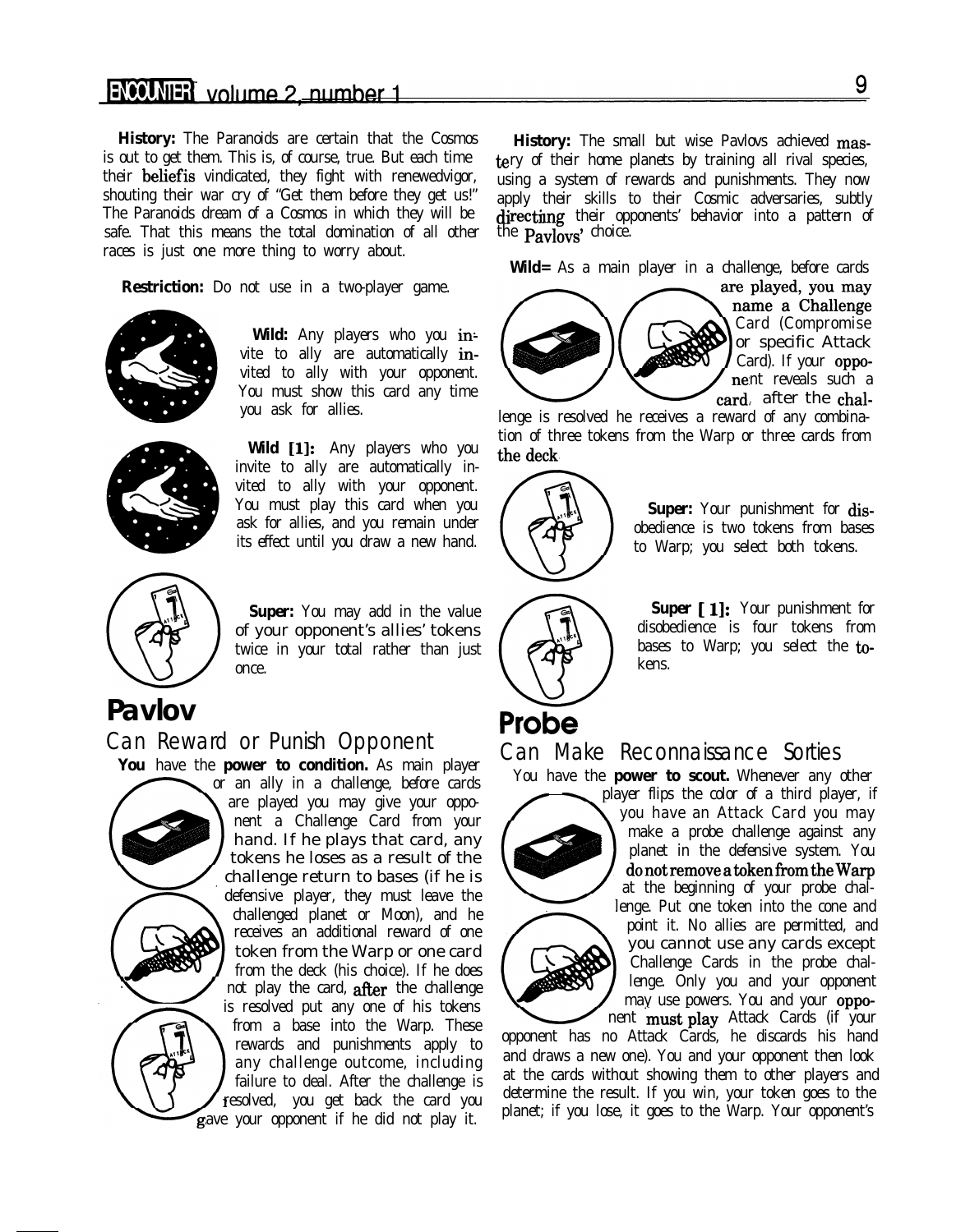**History:** The Paranoids are certain that the Cosmos is out to get them. This is, of course, true. But each time their belief is vindicated, they fight with renewed vigor, shouting their war cry of "Get them before they get us!" The Paranoids dream of a Cosmos in which they will be safe. That this means the total domination of all other races is just one more thing to worry about.

**Restriction:** Do not use in a two-player game.

**Wild:** Any players who you invite to ally are automatically invited to ally with your opponent. You must show this card any time you ask for allies.

**Wild [1]:** Any players who you invite to ally are automatically invited to ally with your opponent. You must play this card when you ask for allies, and you remain under its effect until you draw a new hand.

**Super:** You may add in the value of your opponent's allies' tokens twice in your total rather than just once.

# Pavlov

## Can Reward or Punish Opponent

**You** have the **power to condition.** As main player or an ally in a challenge, before cards are played you may give your opponent a Challenge Card from your hand. If he plays that card, any tokens he loses as a result of the challenge return to bases (if he is defensive player, they must leave the challenged planet or Moon), and he receives an additional reward of one token from the Warp or one card from the deck (his choice). If he does not play the card, **after** the challenge is resolved put any one of his tokens from a base into the Warp. These rewards and punishments apply to any challenge outcome, including failure to deal. After the challenge is resolved, you get back the card you gave your opponent if he did not play it.

**History:** The small but wise Pavlovs achieved mastery of their home planets by training all rival species, using a system of rewards and punishments. They now apply their skills to their Cosmic adversaries, subtly directing their opponents' behavior into a pattern of the Pavlovs' choice.

**Wild=** As a main player in a challenge, before cards are played, you may name a Challenge Card (Compromise or specific Attack Card). If your opponent reveals such a card, after the challenge is resolved he receives a reward of any combination of three tokens from the Warp or three cards from the deck.

**Super:** Your punishment for disobedience is two tokens from bases to Warp; you select both tokens.

**Super [1]:** Your punishment for disobedience is four tokens from bases to Warp; you select the tokens.

# Probe

## Can Make Reconnaissance Sorties

You have the **power to scout.** Whenever any other player flips the color of a third player, if you have an Attack Card you may make a probe challenge against any planet in the defensive system. You **do not remove a token from the Warp** at the beginning of your probe challenge. Put one token into the cone and point it. No allies are permitted, and you cannot use any cards except Challenge Cards in the probe challenge. Only you and your opponent may use powers. You and your opponent **must play** Attack Cards (if your opponent has no Attack Cards, he discards his hand and draws a new one). You and your opponent then look at the cards without showing them to other players and determine the result. If you win, your token goes to the planet; if you lose, it goes to the Warp. Your opponent's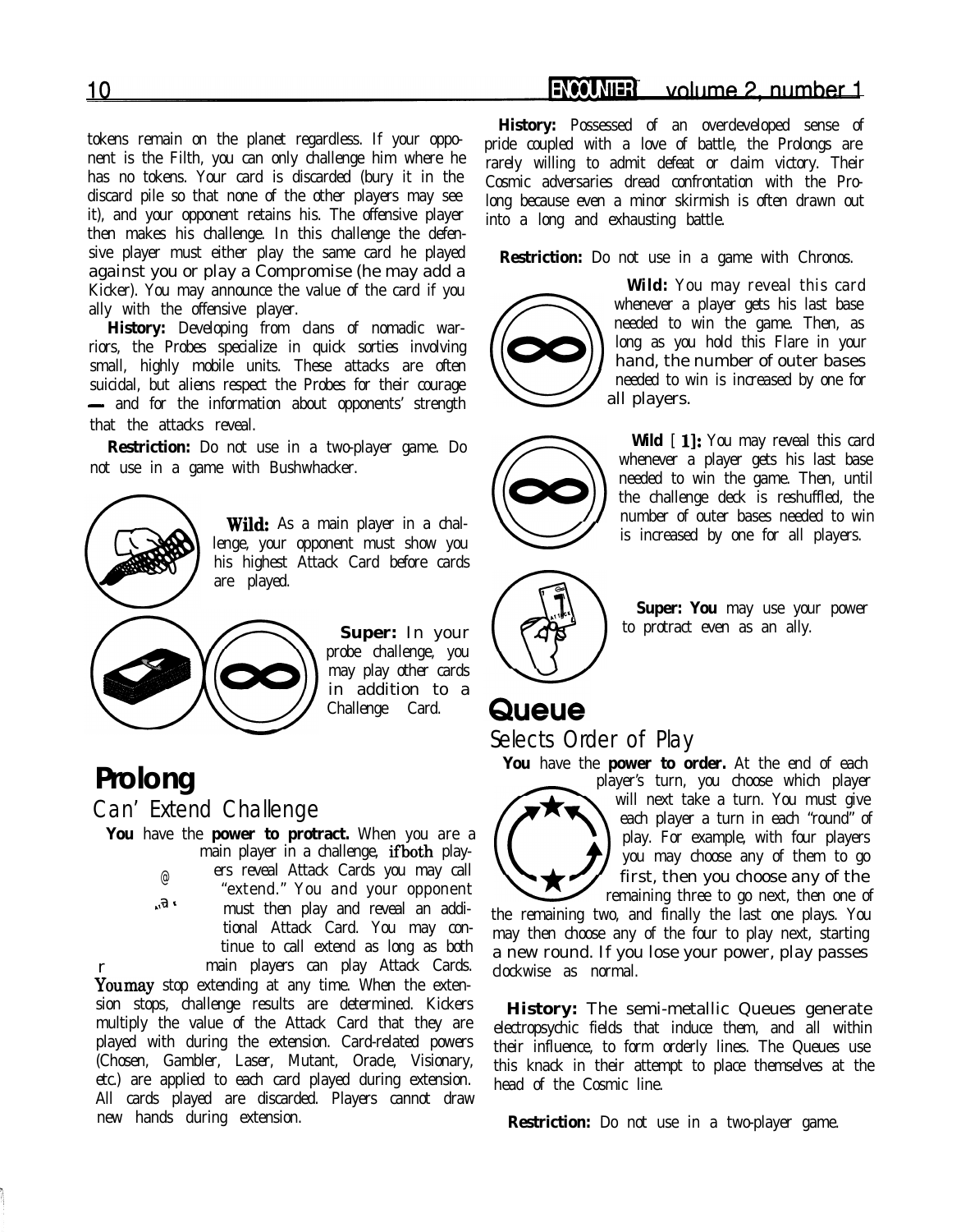tokens remain on the planet regardless. If your opponent is the Filth, you can only challenge him where he has no tokens. Your card is discarded (bury it in the discard pile so that none of the other players may see it), and your opponent retains his. The offensive player then makes his challenge. In this challenge the defensive player must either play the same card he played against you or play a Compromise (he may add a Kicker). You may announce the value of the card if you ally with the offensive player.

**History:** Developing from clans of nomadic warriors, the Probes specialize in quick sorties involving small, highly mobile units. These attacks are often suicidal, but aliens respect the Probes for their courage — and for the information about opponents' strength that the attacks reveal.

**Restriction:** Do not use in a two-player game. Do not use in a game with Bushwhacker.

**Wild:** As a main player in a challenge, your opponent must show you his highest Attack Card before cards are played.

**Super:** In your probe challenge, you may play other cards in addition to a Challenge Card.

# Prolong

## Can' Extend Challenge

**You** have the **power to protract.** When you are a main player in a challenge, if both players reveal Attack Cards you may call "extend." You and your opponent must then play and reveal an additional Attack Card. You may continue to call extend as long as both main players can play Attack Cards. You may stop extending at any time. When the extension stops, challenge results are determined. Kickers multiply the value of the Attack Card that they are played with during the extension. Card-related powers (Chosen, Gambler, Laser, Mutant, Oracle, Visionary, etc.) are applied to each card played during extension. All cards played are discarded. Players cannot draw new hands during extension.

**History:** Possessed of an overdeveloped sense of pride coupled with a love of battle, the Prolongs are rarely willing to admit defeat or claim victory. Their Cosmic adversaries dread confrontation with the Prolong because even a minor skirmish is often drawn out into a long and exhausting battle.

**Restriction:** Do not use in a game with Chronos.

**Wild:** You may reveal this card whenever a player gets his last base needed to win the game. Then, as long as you hold this Flare in your hand, the number of outer bases needed to win is increased by one for all players.

**Wild** [1]: You may reveal this card whenever a player gets his last base needed to win the game. Then, until the challenge deck is reshuffled, the number of outer bases needed to win is increased by one for all players.

**Super: You** may use your power to protract even as an ally.

# Queue

## Selects Order of Play

**You** have the **power to order.** At the end of each player's turn, you choose which player will next take a turn. You must give each player a turn in each "round" of play. For example, with four players you may choose any of them to go first, then you choose any of the remaining three to go next, then one of the remaining two, and finally the last one plays. You may then choose any of the four to play next, starting a new round. If you lose your power, play passes clockwise as normal.

**History:** The semi-metallic Queues generate electropsychic fields that induce them, and all within their influence, to form orderly lines. The Queues use this knack in their attempt to place themselves at the head of the Cosmic line.

**Restriction:** Do not use in a two-player game.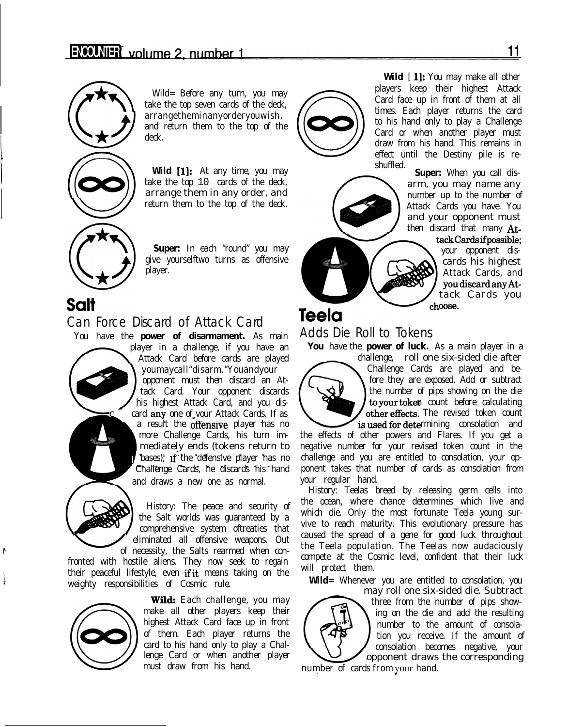Wild= Before any turn, you may take the top seven cards of the deck, arrange them in any order you wish, and return them to the top of the deck.

**Wild [1]:** At any time, you may take the top 10 cards of the deck, arrange them in any order, and return them to the top of the deck.

**Super:** In each "round" you may give yourself two turns as offensive player.

## Salt

### *Can Force Discard of Attack Card*

You have the **power of disarmament.** As main player in a challenge, if you have an Attack Card before cards are played you may call "disarm." You and your opponent must then discard an Attack Card. Your opponent discards his highest Attack Card, and you discard any one of your Attack Cards. If as a result the offensive player has no more Challenge Cards, his turn immediately ends (tokens return to bases); if the defensive player has no Challenge Cards, he discards his hand and draws a new one as normal.

History: The peace and security of the Salt worlds was guaranteed by a comprehensive system of treaties that eliminated all offensive weapons. Out of necessity, the Salts rearmed when confronted with hostile aliens. They now seek to regain their peaceful lifestyle, even if it means taking on the weighty responsibilities of Cosmic rule.

**Wild:** Each challenge, you may make all other players keep their highest Attack Card face up in front of them. Each player returns the card to his hand only to play a Challenge Card or when another player must draw from his hand.

**Wild [1]:** You may make all other players keep their highest Attack Card face up in front of them at all times. Each player returns the card to his hand only to play a Challenge Card or when another player must draw from his hand. This remains in effect until the Destiny pile is reshuffled.

**Super:** When you call disarm, you may name any number up to the number of Attack Cards you have. You and your opponent must then discard that many **Attack Cards if possible;** your opponent discards his highest Attack Cards, and **you discard any Attack Cards you choose.**

## Teela

### *Adds Die Roll to Tokens*

**You** have the **power of luck.** As a main player in a challenge, roll one six-sided die after Challenge Cards are played and before they are exposed. Add or subtract the number of pips showing on the die **to your token** count before calculating **other effects.** The revised token count **is used for determining** consolation and the effects of other powers and Flares. If you get a negative number for your revised token count in the challenge and you are entitled to consolation, your opponent takes that number of cards as consolation from your regular hand.

History: Teelas breed by releasing germ cells into the ocean, where chance determines which live and which die. Only the most fortunate Teela young survive to reach maturity. This evolutionary pressure has caused the spread of a gene for good luck throughout the Teela population. The Teelas now audaciously compete at the Cosmic level, confident that their luck will protect them.

**Wild=** Whenever you are entitled to consolation, you may roll one six-sided die. Subtract three from the number of pips showing on the die and add the resulting number to the amount of consolation you receive. If the amount of consolation becomes negative, your opponent draws the corresponding number of cards from your hand.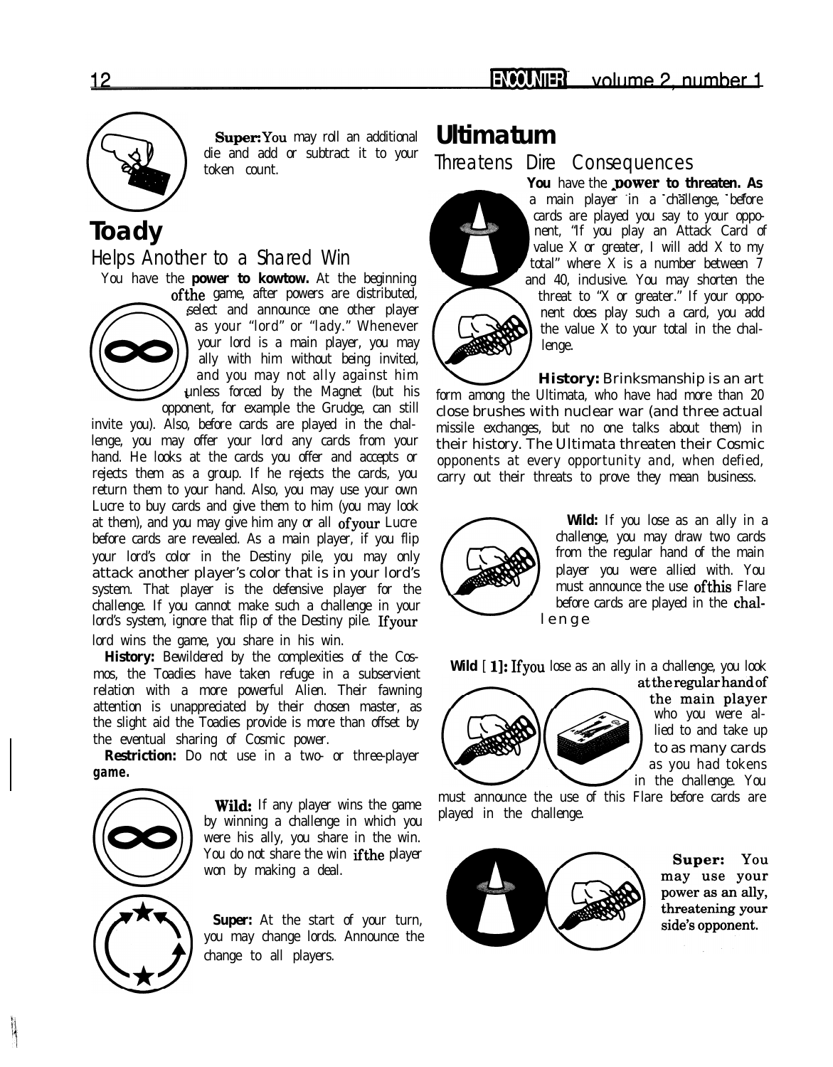**Super:** You may roll an additional die and add or subtract it to your token count.

## Toady

### Helps Another to a Shared Win

You have the **power to kowtow.** At the beginning of the game, after powers are distributed, select and announce one other player as your "lord" or "lady." Whenever your lord is a main player, you may ally with him without being invited, and you may not ally against him unless forced by the Magnet (but his opponent, for example the Grudge, can still invite you). Also, before cards are played in the challenge, you may offer your lord any cards from your hand. He looks at the cards you offer and accepts or rejects them as a group. If he rejects the cards, you return them to your hand. Also, you may use your own Lucre to buy cards and give them to him (you may look at them), and you may give him any or all of your Lucre before cards are revealed. As a main player, if you flip your lord's color in the Destiny pile, you may only attack another player's color that is in your lord's system. That player is the defensive player for the challenge. If you cannot make such a challenge in your lord's system, ignore that flip of the Destiny pile. If your lord wins the game, you share in his win.

**History:** Bewildered by the complexities of the Cosmos, the Toadies have taken refuge in a subservient relation with a more powerful Alien. Their fawning attention is unappreciated by their chosen master, as the slight aid the Toadies provide is more than offset by the eventual sharing of Cosmic power.

**Restriction:** Do not use in a two- or three-player *game.*

**Wild:** If any player wins the game by winning a challenge in which you were his ally, you share in the win. You do not share the win if the player won by making a deal.

**Super:** At the start of your turn, you may change lords. Announce the change to all players.

## Ultimatum

### Threatens Dire Consequences

**You** have the **power to threaten.** As a main player in a challenge, before cards are played you say to your opponent, "If you play an Attack Card of value X or greater, I will add X to my total" where X is a number between 7 and 40, inclusive. You may shorten the threat to "X or greater." If your opponent does play such a card, you add the value X to your total in the challenge.

**History:** Brinksmanship is an art form among the Ultimata, who have had more than 20 close brushes with nuclear war (and three actual missile exchanges, but no one talks about them) in their history. The Ultimata threaten their Cosmic opponents at every opportunity and, when defied, carry out their threats to prove they mean business.

**Wild:** If you lose as an ally in a challenge, you may draw two cards from the regular hand of the main player you were allied with. You must announce the use of this Flare before cards are played in the challenge

**Wild [1]:** If you lose as an ally in a challenge, you look at the regular hand of the main player who you were allied to and take up to as many cards as you had tokens in the challenge. You must announce the use of this Flare before cards are played in the challenge.

**Super:** You may use your power as an ally, threatening your side's opponent.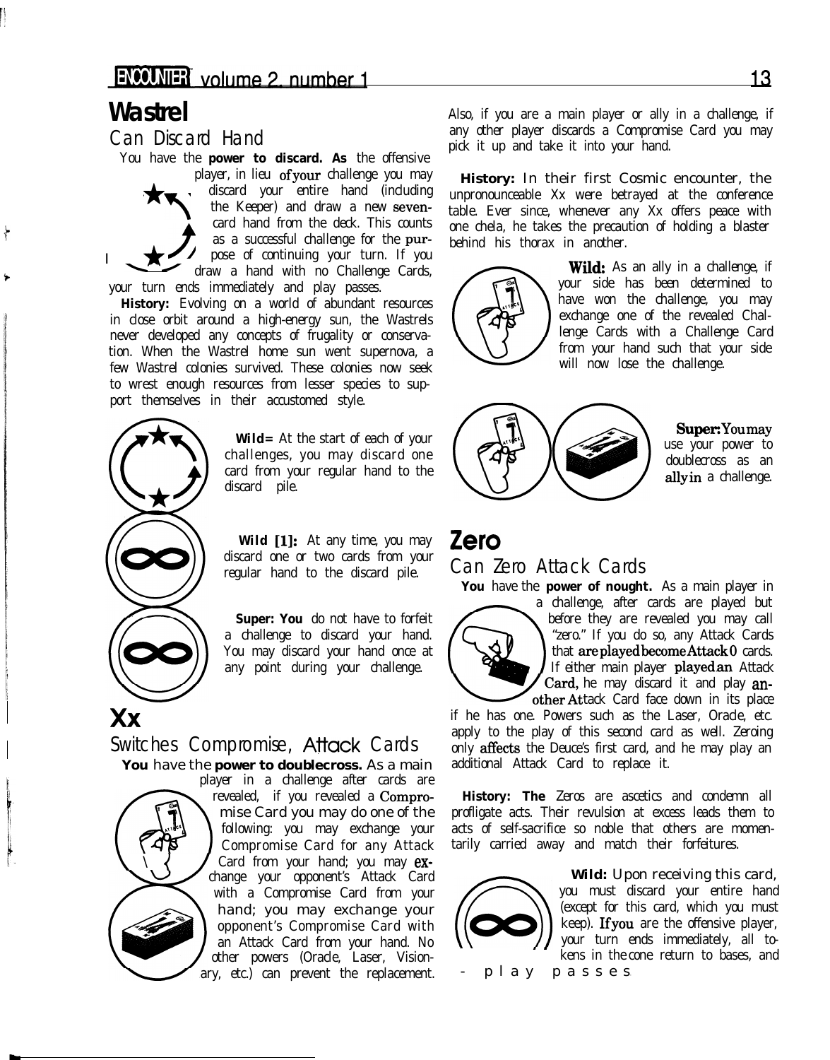## Wastrel

### Can Discard Hand

You have the **power to discard. As** the offensive player, in lieu of your challenge you may discard your entire hand (including the Keeper) and draw a new seven-card hand from the deck. This counts as a successful challenge for the purpose of continuing your turn. If you draw a hand with no Challenge Cards, your turn ends immediately and play passes.

**History:** Evolving on a world of abundant resources in close orbit around a high-energy sun, the Wastrels never developed any concepts of frugality or conservation. When the Wastrel home sun went supernova, a few Wastrel colonies survived. These colonies now seek to wrest enough resources from lesser species to support themselves in their accustomed style.

**Wild:** At the start of each of your challenges, you may discard one card from your regular hand to the discard pile.

**Wild [1]:** At any time, you may discard one or two cards from your regular hand to the discard pile.

**Super: You** do not have to forfeit a challenge to discard your hand. You may discard your hand once at any point during your challenge.

## Xx

### Switches Compromise, Attack Cards

**You** have the **power to doublecross.** As a main player in a challenge after cards are revealed, if you revealed a Compromise Card you may do one of the following: you may exchange your Compromise Card for any Attack Card from your hand; you may exchange your opponent's Attack Card with a Compromise Card from your hand; you may exchange your opponent's Compromise Card with an Attack Card from your hand. No other powers (Oracle, Laser, Visionary, etc.) can prevent the replacement.

Also, if you are a main player or ally in a challenge, if any other player discards a Compromise Card you may pick it up and take it into your hand.

**History:** In their first Cosmic encounter, the unpronounceable Xx were betrayed at the conference table. Ever since, whenever any Xx offers peace with one chela, he takes the precaution of holding a blaster behind his thorax in another.

**Wild:** As an ally in a challenge, if your side has been determined to have won the challenge, you may exchange one of the revealed Challenge Cards with a Challenge Card from your hand such that your side will now lose the challenge.

**Super:** You may use your power to doublecross as an ally in a challenge.

## Zero

### Can Zero Attack Cards

**You** have the **power of nought.** As a main player in a challenge, after cards are played but before they are revealed you may call "zero." If you do so, any Attack Cards that are played become Attack 0 cards. If either main player played an Attack Card, he may discard it and play another Attack Card face down in its place if he has one. Powers such as the Laser, Oracle, etc. apply to the play of this second card as well. Zeroing only affects the Deuce's first card, and he may play an additional Attack Card to replace it.

**History: The** Zeros are ascetics and condemn all profligate acts. Their revulsion at excess leads them to acts of self-sacrifice so noble that others are momentarily carried away and match their forfeitures.

**Wild:** Upon receiving this card, you must discard your entire hand (except for this card, which you must keep). If you are the offensive player, your turn ends immediately, all tokens in the cone return to bases, and play passes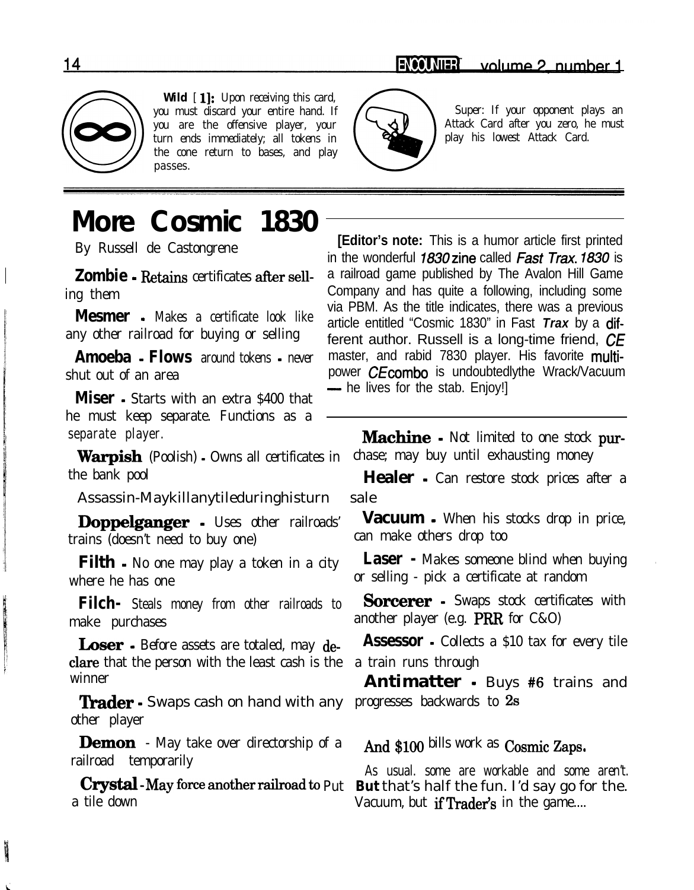**Wild** [**1**]: Upon receiving this card, you must discard your entire hand. If you are the offensive player, your turn ends immediately; all tokens in the cone return to bases, and play passes.

Super: If your opponent plays an Attack Card after you zero, he must play his lowest Attack Card.

# More Cosmic 1830

By Russell de Castongrene

**[Editor's note:** This is a humor article first printed in the wonderful *1830* zine called *Fast Trax*. *1830* is a railroad game published by The Avalon Hill Game Company and has quite a following, including some via PBM. As the title indicates, there was a previous article entitled "Cosmic 1830" in Fast *Trax* by a different author. Russell is a long-time friend, *CE* master, and rabid 7830 player. His favorite multi-power *CE* combo is undoubtedlythe Wrack/Vacuum — he lives for the stab. Enjoy!]

**Zombie** - Retains certificates after selling them

**Mesmer** - Makes a certificate look like any other railroad for buying or selling

**Amoeba** - **Flows** around tokens - never shut out of an area

**Miser** - Starts with an extra $400 that he must keep separate. Functions as a separate player.

**Warpish** (Poolish) - Owns all certificates in the bank pool

Assassin-Maykillanytileduringhisturn

**Doppelganger** - Uses other railroads' trains (doesn't need to buy one)

**Filth** - No one may play a token in a city where he has one

**Filch-** Steals money from other railroads to make purchases

**Loser** - Before assets are totaled, may declare that the person with the least cash is the winner

**Trader** - Swaps cash on hand with any other player

**Demon** - May take over directorship of a railroad temporarily

**Crystal** - May force another railroad to Put a tile down

**Machine** - Not limited to one stock purchase; may buy until exhausting money

**Healer** - Can restore stock prices after a sale

**Vacuum** - When his stocks drop in price, can make others drop too

**Laser** - Makes someone blind when buying or selling - pick a certificate at random

**Sorcerer** - Swaps stock certificates with another player (e.g. PRR for C&O)

**Assessor** - Collects a $10 tax for every tile a train runs through

**Antimatter** - Buys #6 trains and progresses backwards to 2s

And $100 bills work as Cosmic Zaps.

As usual. some are workable and some aren't. But that's half the fun. I'd say go for the. Vacuum, but if Trader's in the game....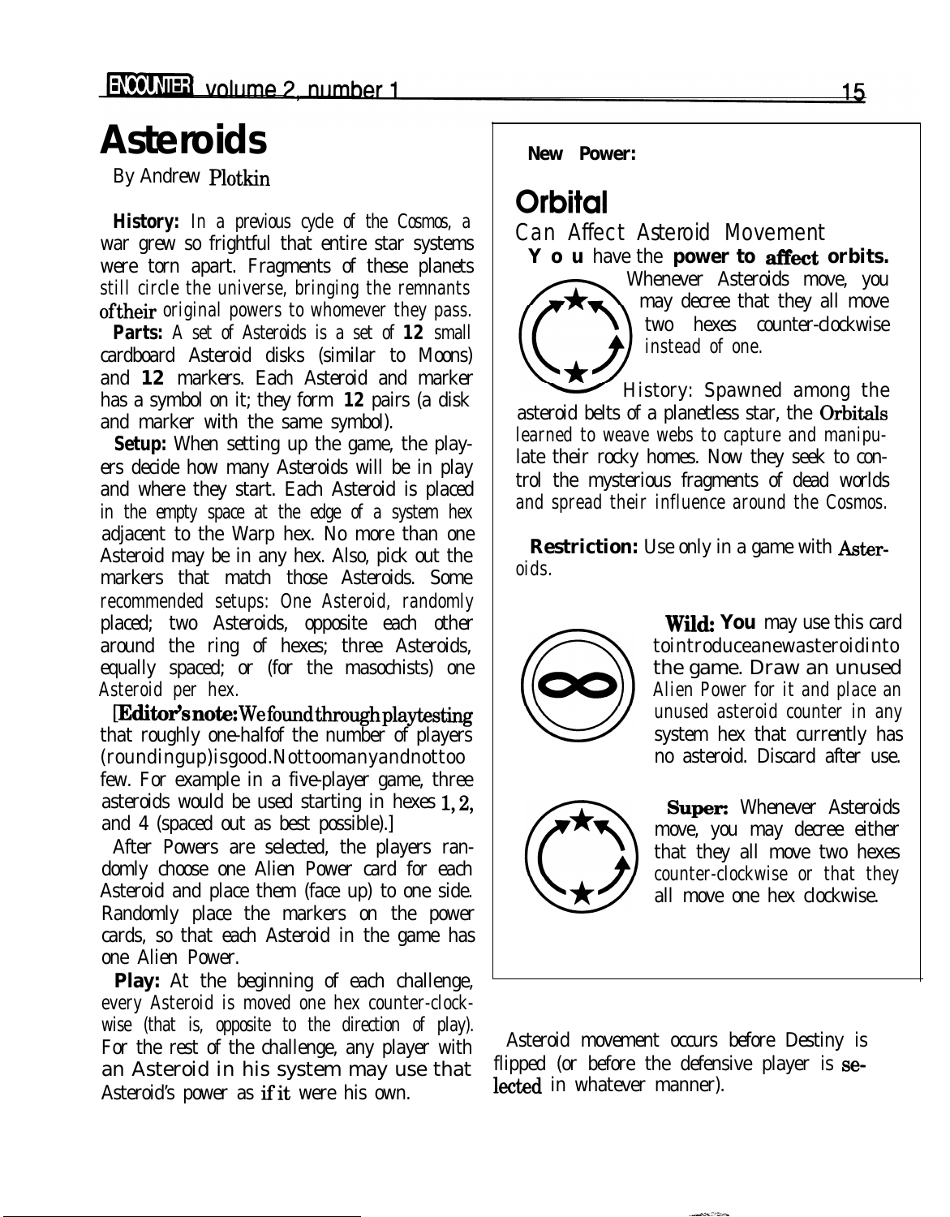# Asteroids

By Andrew Plotkin

**History:** In a previous cycle of the Cosmos, a war grew so frightful that entire star systems were torn apart. Fragments of these planets still circle the universe, bringing the remnants of their original powers to whomever they pass.

**Parts:** A set of Asteroids is a set of **12** small cardboard Asteroid disks (similar to Moons) and **12** markers. Each Asteroid and marker has a symbol on it; they form **12** pairs (a disk and marker with the same symbol).

**Setup:** When setting up the game, the players decide how many Asteroids will be in play and where they start. Each Asteroid is placed in the empty space at the edge of a system hex adjacent to the Warp hex. No more than one Asteroid may be in any hex. Also, pick out the markers that match those Asteroids. Some recommended setups: One Asteroid, randomly placed; two Asteroids, opposite each other around the ring of hexes; three Asteroids, equally spaced; or (for the masochists) one Asteroid per hex.

[**Editor's note:** We found through playtesting that roughly one-half of the number of players (rounding up) is good. Not too many and not too few. For example in a five-player game, three asteroids would be used starting in hexes 1, 2, and 4 (spaced out as best possible).]

After Powers are selected, the players randomly choose one Alien Power card for each Asteroid and place them (face up) to one side. Randomly place the markers on the power cards, so that each Asteroid in the game has one Alien Power.

**Play:** At the beginning of each challenge, every Asteroid is moved one hex counter-clockwise (that is, opposite to the direction of play). For the rest of the challenge, any player with an Asteroid in his system may use that Asteroid's power as if it were his own.

Asteroid movement occurs before Destiny is flipped (or before the defensive player is selected in whatever manner).

---

**New Power:**

## Orbital

*Can Affect Asteroid Movement*

**You** have the **power to affect orbits.** Whenever Asteroids move, you may decree that they all move two hexes counter-clockwise instead of one.

History: Spawned among the asteroid belts of a planetless star, the Orbitals learned to weave webs to capture and manipulate their rocky homes. Now they seek to control the mysterious fragments of dead worlds and spread their influence around the Cosmos.

**Restriction:** Use only in a game with Asteroids.

**Wild: You** may use this card to introduce a new asteroid into the game. Draw an unused Alien Power for it and place an unused asteroid counter in any system hex that currently has no asteroid. Discard after use.

**Super:** Whenever Asteroids move, you may decree either that they all move two hexes counter-clockwise or that they all move one hex clockwise.

---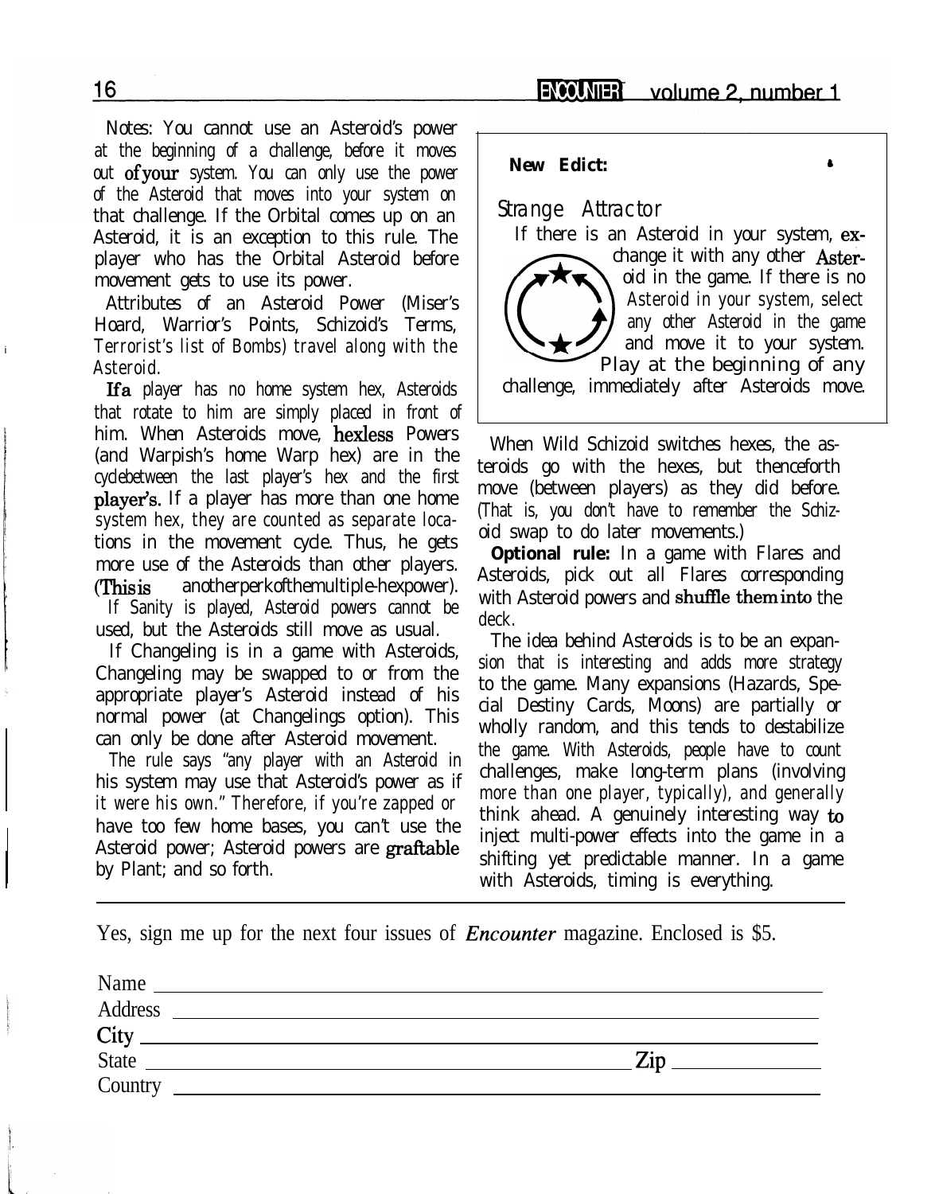Notes: You cannot use an Asteroid's power at the beginning of a challenge, before it moves out of your system. You can only use the power of the Asteroid that moves into your system on that challenge. If the Orbital comes up on an Asteroid, it is an exception to this rule. The player who has the Orbital Asteroid before movement gets to use its power.

Attributes of an Asteroid Power (Miser's Hoard, Warrior's Points, Schizoid's Terms, Terrorist's list of Bombs) travel along with the Asteroid.

If a player has no home system hex, Asteroids that rotate to him are simply placed in front of him. When Asteroids move, hexless Powers (and Warpish's home Warp hex) are in the cycle between the last player's hex and the first player's. If a player has more than one home system hex, they are counted as separate locations in the movement cycle. Thus, he gets more use of the Asteroids than other players. (This is another perk of the multiple-hex power).

If Sanity is played, Asteroid powers cannot be used, but the Asteroids still move as usual.

If Changeling is in a game with Asteroids, Changeling may be swapped to or from the appropriate player's Asteroid instead of his normal power (at Changelings option). This can only be done after Asteroid movement.

The rule says "any player with an Asteroid in his system may use that Asteroid's power as if it were his own." Therefore, if you're zapped or have too few home bases, you can't use the Asteroid power; Asteroid powers are graftable by Plant; and so forth.

**New Edict:**

*Strange Attractor*

If there is an Asteroid in your system, exchange it with any other Asteroid in the game. If there is no Asteroid in your system, select any other Asteroid in the game and move it to your system. Play at the beginning of any challenge, immediately after Asteroids move.

When Wild Schizoid switches hexes, the asteroids go with the hexes, but thenceforth move (between players) as they did before. (That is, you don't have to remember the Schizoid swap to do later movements.)

**Optional rule:** In a game with Flares and Asteroids, pick out all Flares corresponding with Asteroid powers and shuffle them into the deck.

The idea behind Asteroids is to be an expansion that is interesting and adds more strategy to the game. Many expansions (Hazards, Special Destiny Cards, Moons) are partially or wholly random, and this tends to destabilize the game. With Asteroids, people have to count challenges, make long-term plans (involving more than one player, typically), and generally think ahead. A genuinely interesting way to inject multi-power effects into the game in a shifting yet predictable manner. In a game with Asteroids, timing is everything.

---

Yes, sign me up for the next four issues of ***Encounter*** magazine. Enclosed is $5.

Name ______________________________

Address ______________________________

City ______________________________

State ______________________ Zip __________

Country ______________________________